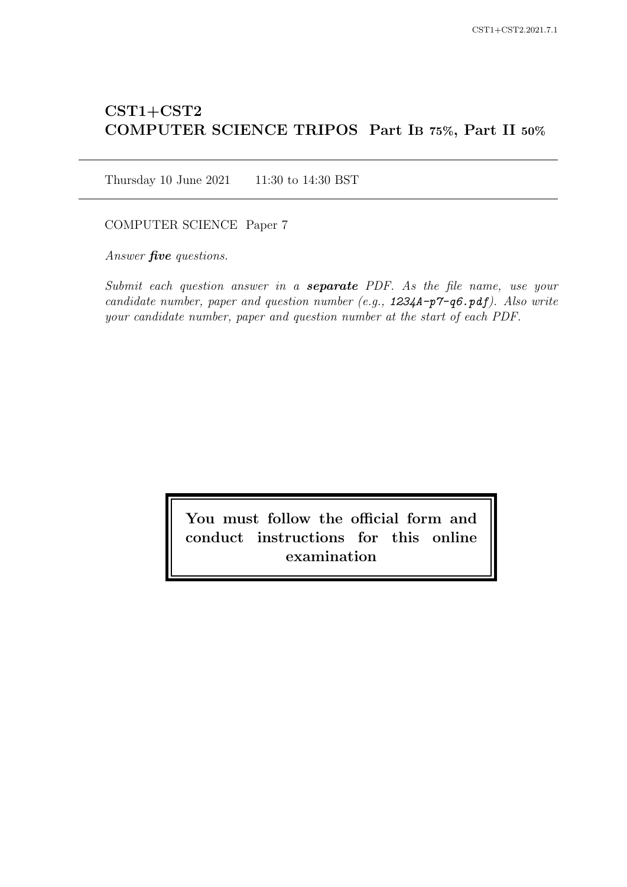# CST1+CST2
# COMPUTER SCIENCE TRIPOS Part IB 75%, Part II 50%

Thursday 10 June 2021 11:30 to 14:30 BST

COMPUTER SCIENCE Paper 7

*Answer **five** questions.*

*Submit each question answer in a **separate** PDF. As the file name, use your candidate number, paper and question number (e.g., 1234A-p7-q6.pdf). Also write your candidate number, paper and question number at the start of each PDF.*

**You must follow the official form and conduct instructions for this online examination**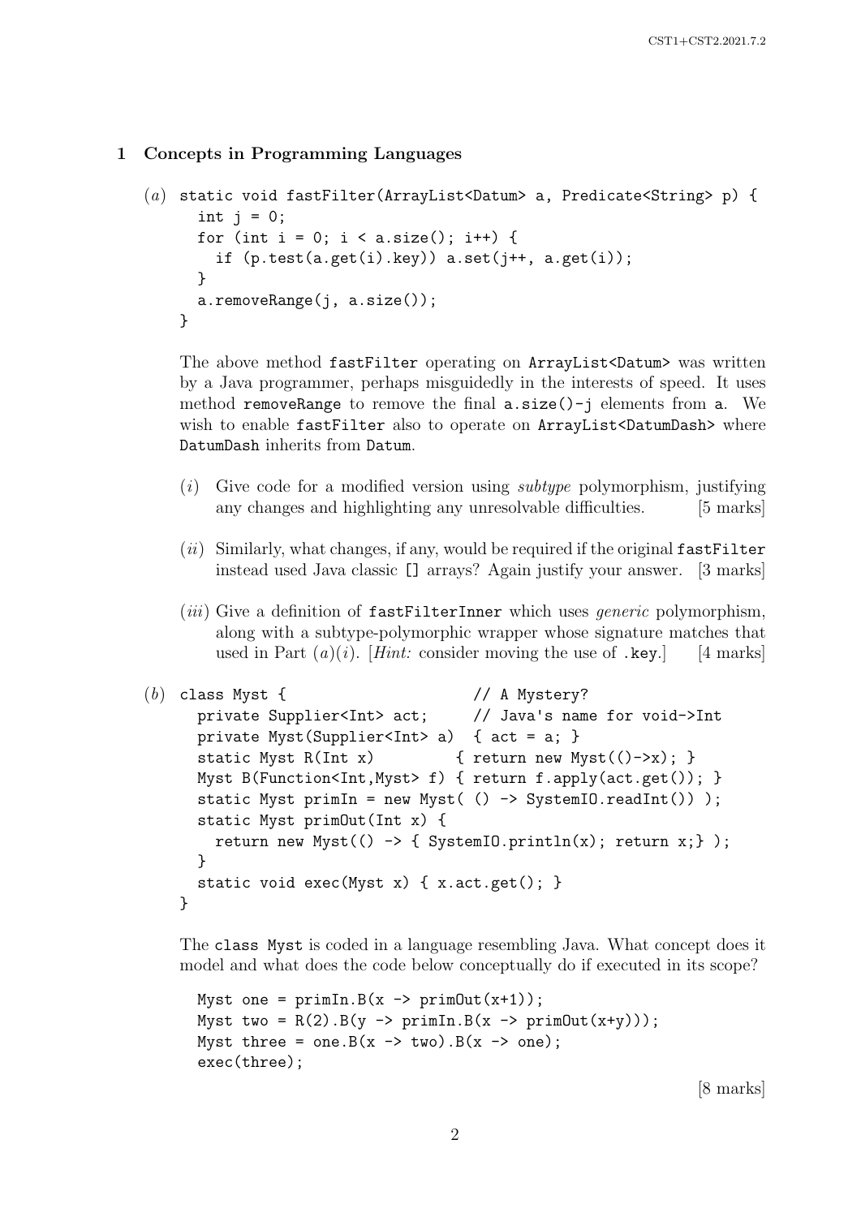## 1 Concepts in Programming Languages

(*a*)

```
static void fastFilter(ArrayList<Datum> a, Predicate<String> p) {
  int j = 0;
  for (int i = 0; i < a.size(); i++) {
    if (p.test(a.get(i).key)) a.set(j++, a.get(i));
  }
  a.removeRange(j, a.size());
}
```

The above method `fastFilter` operating on `ArrayList<Datum>` was written by a Java programmer, perhaps misguidedly in the interests of speed. It uses method `removeRange` to remove the final `a.size()-j` elements from `a`. We wish to enable `fastFilter` also to operate on `ArrayList<DatumDash>` where `DatumDash` inherits from `Datum`.

(*i*) Give code for a modified version using *subtype* polymorphism, justifying any changes and highlighting any unresolvable difficulties. [5 marks]

(*ii*) Similarly, what changes, if any, would be required if the original `fastFilter` instead used Java classic `[]` arrays? Again justify your answer. [3 marks]

(*iii*) Give a definition of `fastFilterInner` which uses *generic* polymorphism, along with a subtype-polymorphic wrapper whose signature matches that used in Part (*a*)(*i*). [*Hint:* consider moving the use of `.key`.] [4 marks]

(*b*)

```
class Myst {                        // A Mystery?
  private Supplier<Int> act;        // Java's name for void->Int
  private Myst(Supplier<Int> a)  { act = a; }
  static Myst R(Int x)         { return new Myst(()->x); }
  Myst B(Function<Int,Myst> f) { return f.apply(act.get()); }
  static Myst primIn = new Myst( () -> SystemIO.readInt() );
  static Myst primOut(Int x) {
    return new Myst(() -> { SystemIO.println(x); return x;} );
  }
  static void exec(Myst x) { x.act.get(); }
}
```

The `class Myst` is coded in a language resembling Java. What concept does it model and what does the code below conceptually do if executed in its scope?

```
Myst one = primIn.B(x -> primOut(x+1));
Myst two = R(2).B(y -> primIn.B(x -> primOut(x+y)));
Myst three = one.B(x -> two).B(x -> one);
exec(three);
```

[8 marks]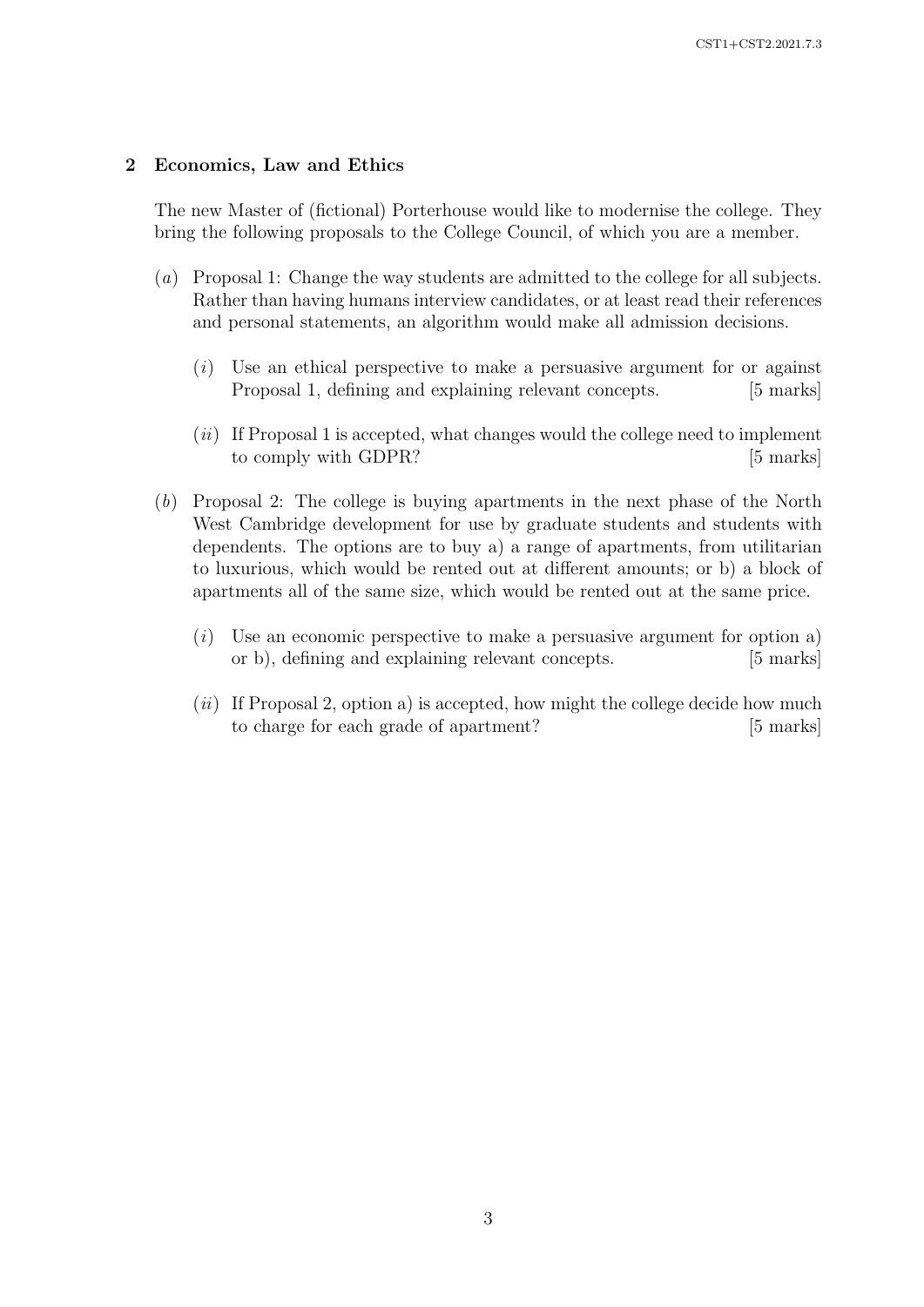## 2 Economics, Law and Ethics

The new Master of (fictional) Porterhouse would like to modernise the college. They bring the following proposals to the College Council, of which you are a member.

(*a*) Proposal 1: Change the way students are admitted to the college for all subjects. Rather than having humans interview candidates, or at least read their references and personal statements, an algorithm would make all admission decisions.

(*i*) Use an ethical perspective to make a persuasive argument for or against Proposal 1, defining and explaining relevant concepts. [5 marks]

(*ii*) If Proposal 1 is accepted, what changes would the college need to implement to comply with GDPR? [5 marks]

(*b*) Proposal 2: The college is buying apartments in the next phase of the North West Cambridge development for use by graduate students and students with dependents. The options are to buy a) a range of apartments, from utilitarian to luxurious, which would be rented out at different amounts; or b) a block of apartments all of the same size, which would be rented out at the same price.

(*i*) Use an economic perspective to make a persuasive argument for option a) or b), defining and explaining relevant concepts. [5 marks]

(*ii*) If Proposal 2, option a) is accepted, how might the college decide how much to charge for each grade of apartment? [5 marks]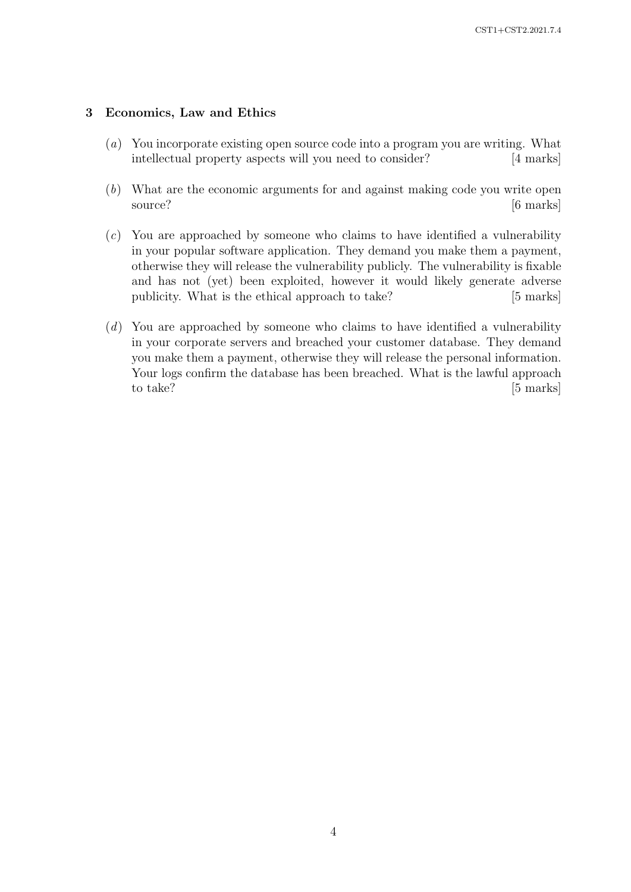## 3 Economics, Law and Ethics

(*a*) You incorporate existing open source code into a program you are writing. What intellectual property aspects will you need to consider? [4 marks]

(*b*) What are the economic arguments for and against making code you write open source? [6 marks]

(*c*) You are approached by someone who claims to have identified a vulnerability in your popular software application. They demand you make them a payment, otherwise they will release the vulnerability publicly. The vulnerability is fixable and has not (yet) been exploited, however it would likely generate adverse publicity. What is the ethical approach to take? [5 marks]

(*d*) You are approached by someone who claims to have identified a vulnerability in your corporate servers and breached your customer database. They demand you make them a payment, otherwise they will release the personal information. Your logs confirm the database has been breached. What is the lawful approach to take? [5 marks]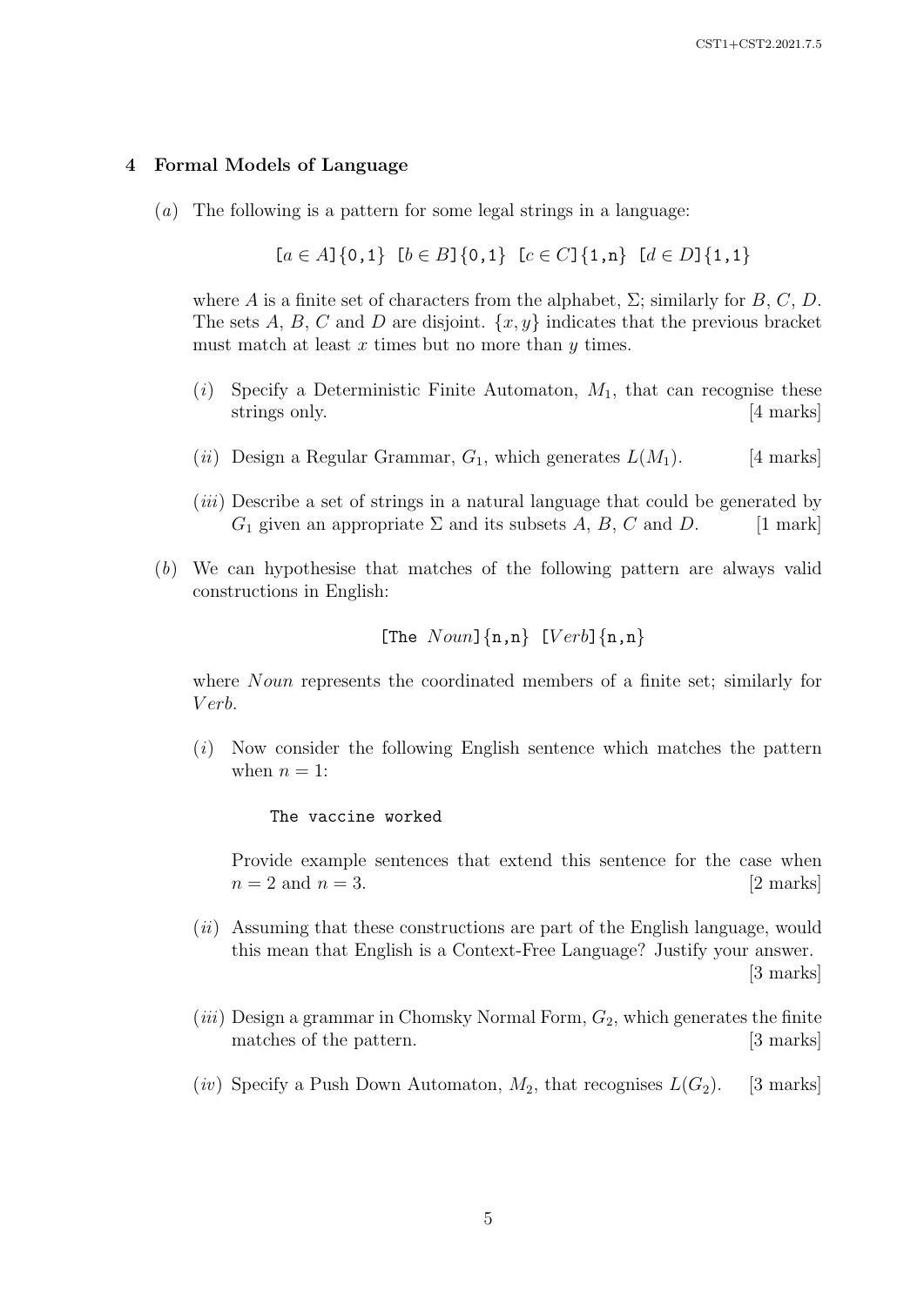## 4 Formal Models of Language

(*a*) The following is a pattern for some legal strings in a language:

$$[a \in A]\{0,1\}\ [b \in B]\{0,1\}\ [c \in C]\{1,n\}\ [d \in D]\{1,1\}$$

where $A$ is a finite set of characters from the alphabet, $\Sigma$; similarly for $B$, $C$, $D$. The sets $A$, $B$, $C$ and $D$ are disjoint. $\{x, y\}$ indicates that the previous bracket must match at least $x$ times but no more than $y$ times.

(*i*) Specify a Deterministic Finite Automaton, $M_1$, that can recognise these strings only. [4 marks]

(*ii*) Design a Regular Grammar, $G_1$, which generates $L(M_1)$. [4 marks]

(*iii*) Describe a set of strings in a natural language that could be generated by $G_1$ given an appropriate $\Sigma$ and its subsets $A$, $B$, $C$ and $D$. [1 mark]

(*b*) We can hypothesise that matches of the following pattern are always valid constructions in English:

$$[\texttt{The}\ Noun]\{\texttt{n},\texttt{n}\}\ [Verb]\{\texttt{n},\texttt{n}\}$$

where $Noun$ represents the coordinated members of a finite set; similarly for $Verb$.

(*i*) Now consider the following English sentence which matches the pattern when $n = 1$:

```
The vaccine worked
```

Provide example sentences that extend this sentence for the case when $n = 2$ and $n = 3$. [2 marks]

(*ii*) Assuming that these constructions are part of the English language, would this mean that English is a Context-Free Language? Justify your answer. [3 marks]

(*iii*) Design a grammar in Chomsky Normal Form, $G_2$, which generates the finite matches of the pattern. [3 marks]

(*iv*) Specify a Push Down Automaton, $M_2$, that recognises $L(G_2)$. [3 marks]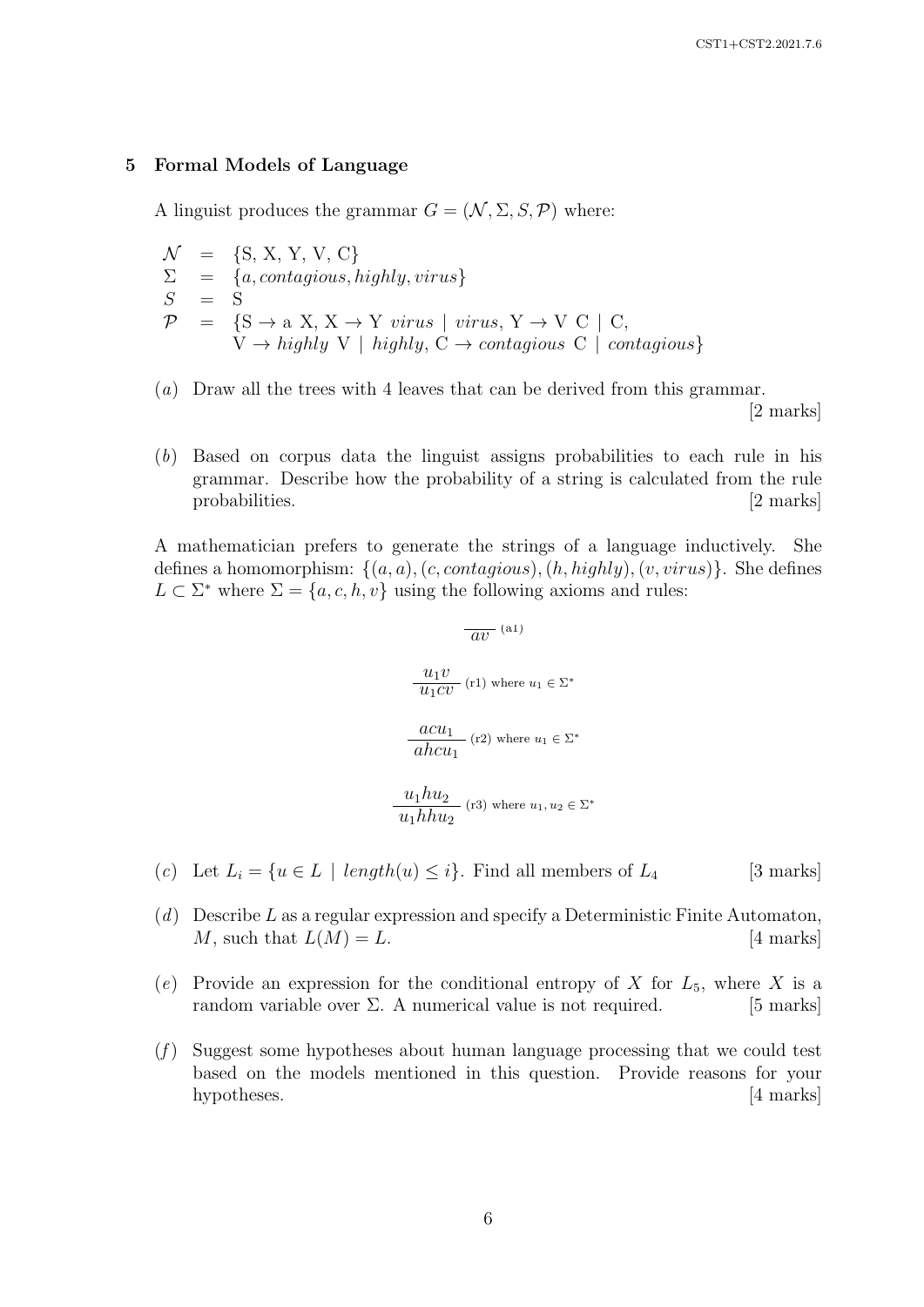## 5 Formal Models of Language

A linguist produces the grammar $G = (\mathcal{N}, \Sigma, S, \mathcal{P})$ where:

$$
\begin{aligned}
\mathcal{N} &= \{\text{S, X, Y, V, C}\} \\
\Sigma &= \{a, \textit{contagious}, \textit{highly}, \textit{virus}\} \\
S &= \text{S} \\
\mathcal{P} &= \{\text{S} \rightarrow \text{a X}, \text{X} \rightarrow \text{Y } \textit{virus} \mid \textit{virus}, \text{Y} \rightarrow \text{V C} \mid \text{C}, \\
&\qquad \text{V} \rightarrow \textit{highly} \text{ V} \mid \textit{highly}, \text{C} \rightarrow \textit{contagious} \text{ C} \mid \textit{contagious}\}
\end{aligned}
$$

(*a*) Draw all the trees with 4 leaves that can be derived from this grammar. [2 marks]

(*b*) Based on corpus data the linguist assigns probabilities to each rule in his grammar. Describe how the probability of a string is calculated from the rule probabilities. [2 marks]

A mathematician prefers to generate the strings of a language inductively. She defines a homomorphism: $\{(a, a), (c, \textit{contagious}), (h, \textit{highly}), (v, \textit{virus})\}$. She defines $L \subset \Sigma^*$ where $\Sigma = \{a, c, h, v\}$ using the following axioms and rules:

$$\frac{}{av} \text{ (a1)}$$

$$\frac{u_1 v}{u_1 c v} \text{ (r1) where } u_1 \in \Sigma^*$$

$$\frac{a c u_1}{a h c u_1} \text{ (r2) where } u_1 \in \Sigma^*$$

$$\frac{u_1 h u_2}{u_1 h h u_2} \text{ (r3) where } u_1, u_2 \in \Sigma^*$$

(*c*) Let $L_i = \{u \in L \mid \textit{length}(u) \leq i\}$. Find all members of $L_4$ [3 marks]

(*d*) Describe $L$ as a regular expression and specify a Deterministic Finite Automaton, $M$, such that $L(M) = L$. [4 marks]

(*e*) Provide an expression for the conditional entropy of $X$ for $L_5$, where $X$ is a random variable over $\Sigma$. A numerical value is not required. [5 marks]

(*f*) Suggest some hypotheses about human language processing that we could test based on the models mentioned in this question. Provide reasons for your hypotheses. [4 marks]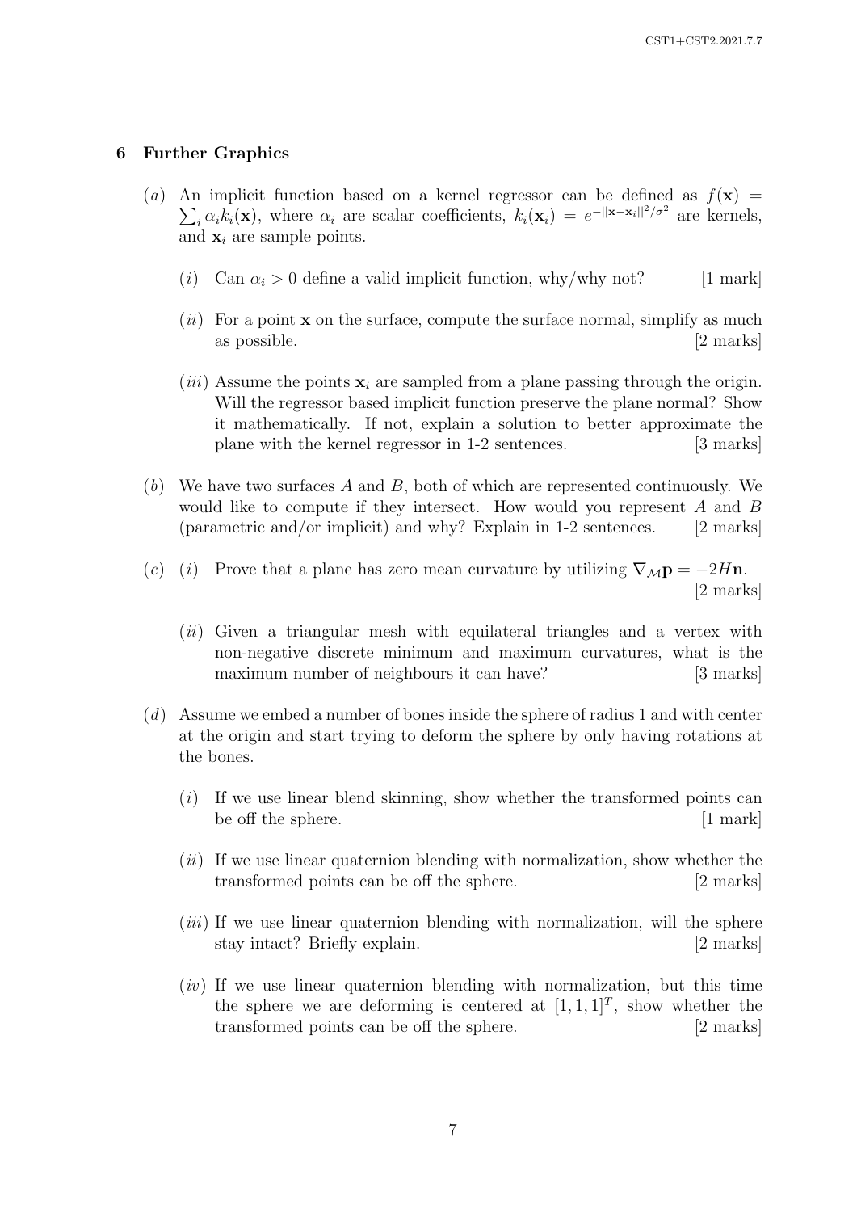## 6 Further Graphics

(*a*) An implicit function based on a kernel regressor can be defined as $f(\mathbf{x}) = \sum_i \alpha_i k_i(\mathbf{x})$, where $\alpha_i$ are scalar coefficients, $k_i(\mathbf{x}_i) = e^{-||\mathbf{x}-\mathbf{x}_i||^2/\sigma^2}$ are kernels, and $\mathbf{x}_i$ are sample points.

- (*i*) Can $\alpha_i > 0$ define a valid implicit function, why/why not? [1 mark]
- (*ii*) For a point $\mathbf{x}$ on the surface, compute the surface normal, simplify as much as possible. [2 marks]
- (*iii*) Assume the points $\mathbf{x}_i$ are sampled from a plane passing through the origin. Will the regressor based implicit function preserve the plane normal? Show it mathematically. If not, explain a solution to better approximate the plane with the kernel regressor in 1-2 sentences. [3 marks]

(*b*) We have two surfaces $A$ and $B$, both of which are represented continuously. We would like to compute if they intersect. How would you represent $A$ and $B$ (parametric and/or implicit) and why? Explain in 1-2 sentences. [2 marks]

(*c*)
- (*i*) Prove that a plane has zero mean curvature by utilizing $\nabla_{\mathcal{M}}\mathbf{p} = -2H\mathbf{n}$. [2 marks]
- (*ii*) Given a triangular mesh with equilateral triangles and a vertex with non-negative discrete minimum and maximum curvatures, what is the maximum number of neighbours it can have? [3 marks]

(*d*) Assume we embed a number of bones inside the sphere of radius 1 and with center at the origin and start trying to deform the sphere by only having rotations at the bones.

- (*i*) If we use linear blend skinning, show whether the transformed points can be off the sphere. [1 mark]
- (*ii*) If we use linear quaternion blending with normalization, show whether the transformed points can be off the sphere. [2 marks]
- (*iii*) If we use linear quaternion blending with normalization, will the sphere stay intact? Briefly explain. [2 marks]
- (*iv*) If we use linear quaternion blending with normalization, but this time the sphere we are deforming is centered at $[1, 1, 1]^T$, show whether the transformed points can be off the sphere. [2 marks]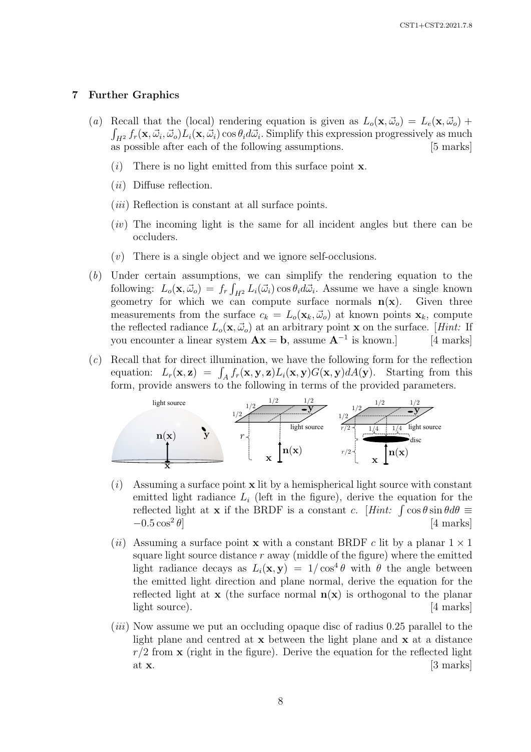## 7 Further Graphics

(*a*) Recall that the (local) rendering equation is given as $L_o(\mathbf{x}, \vec{\omega}_o) = L_e(\mathbf{x}, \vec{\omega}_o) + \int_{H^2} f_r(\mathbf{x}, \vec{\omega}_i, \vec{\omega}_o) L_i(\mathbf{x}, \vec{\omega}_i) \cos\theta_i d\vec{\omega}_i$. Simplify this expression progressively as much as possible after each of the following assumptions. [5 marks]

(*i*) There is no light emitted from this surface point $\mathbf{x}$.

(*ii*) Diffuse reflection.

(*iii*) Reflection is constant at all surface points.

(*iv*) The incoming light is the same for all incident angles but there can be occluders.

(*v*) There is a single object and we ignore self-occlusions.

(*b*) Under certain assumptions, we can simplify the rendering equation to the following: $L_o(\mathbf{x}, \vec{\omega}_o) = f_r \int_{H^2} L_i(\vec{\omega}_i) \cos\theta_i d\vec{\omega}_i$. Assume we have a single known geometry for which we can compute surface normals $\mathbf{n}(\mathbf{x})$. Given three measurements from the surface $c_k = L_o(\mathbf{x}_k, \vec{\omega}_o)$ at known points $\mathbf{x}_k$, compute the reflected radiance $L_o(\mathbf{x}, \vec{\omega}_o)$ at an arbitrary point $\mathbf{x}$ on the surface. [*Hint:* If you encounter a linear system $\mathbf{A}\mathbf{x} = \mathbf{b}$, assume $\mathbf{A}^{-1}$ is known.] [4 marks]

(*c*) Recall that for direct illumination, we have the following form for the reflection equation: $L_r(\mathbf{x}, \mathbf{z}) = \int_A f_r(\mathbf{x}, \mathbf{y}, \mathbf{z}) L_i(\mathbf{x}, \mathbf{y}) G(\mathbf{x}, \mathbf{y}) dA(\mathbf{y})$. Starting from this form, provide answers to the following in terms of the provided parameters.

(*i*) Assuming a surface point $\mathbf{x}$ lit by a hemispherical light source with constant emitted light radiance $L_i$ (left in the figure), derive the equation for the reflected light at $\mathbf{x}$ if the BRDF is a constant $c$. [*Hint:* $\int \cos\theta \sin\theta d\theta \equiv -0.5\cos^2\theta$] [4 marks]

(*ii*) Assuming a surface point $\mathbf{x}$ with a constant BRDF $c$ lit by a planar $1 \times 1$ square light source distance $r$ away (middle of the figure) where the emitted light radiance decays as $L_i(\mathbf{x}, \mathbf{y}) = 1/\cos^4\theta$ with $\theta$ the angle between the emitted light direction and plane normal, derive the equation for the reflected light at $\mathbf{x}$ (the surface normal $\mathbf{n}(\mathbf{x})$ is orthogonal to the planar light source). [4 marks]

(*iii*) Now assume we put an occluding opaque disc of radius 0.25 parallel to the light plane and centred at $\mathbf{x}$ between the light plane and $\mathbf{x}$ at a distance $r/2$ from $\mathbf{x}$ (right in the figure). Derive the equation for the reflected light at $\mathbf{x}$. [3 marks]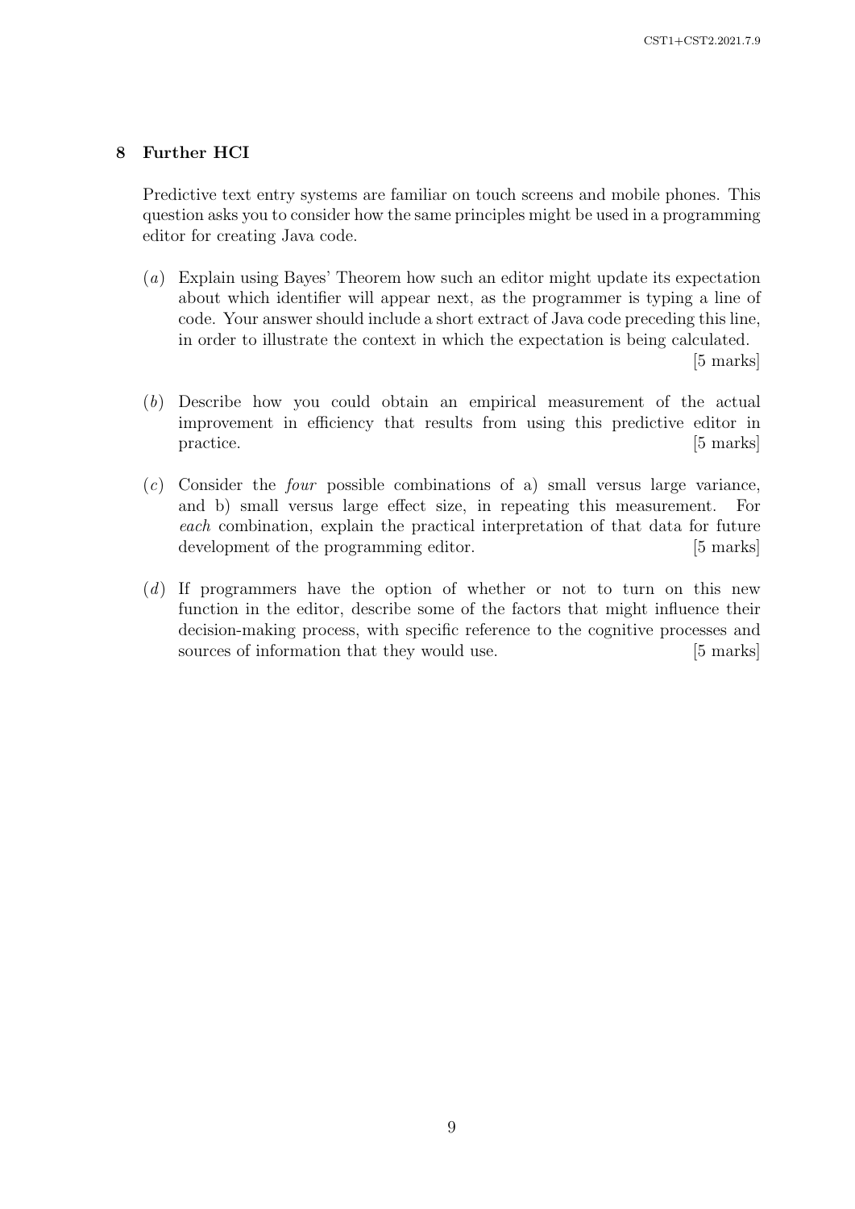## 8 Further HCI

Predictive text entry systems are familiar on touch screens and mobile phones. This question asks you to consider how the same principles might be used in a programming editor for creating Java code.

(*a*) Explain using Bayes' Theorem how such an editor might update its expectation about which identifier will appear next, as the programmer is typing a line of code. Your answer should include a short extract of Java code preceding this line, in order to illustrate the context in which the expectation is being calculated. [5 marks]

(*b*) Describe how you could obtain an empirical measurement of the actual improvement in efficiency that results from using this predictive editor in practice. [5 marks]

(*c*) Consider the *four* possible combinations of a) small versus large variance, and b) small versus large effect size, in repeating this measurement. For *each* combination, explain the practical interpretation of that data for future development of the programming editor. [5 marks]

(*d*) If programmers have the option of whether or not to turn on this new function in the editor, describe some of the factors that might influence their decision-making process, with specific reference to the cognitive processes and sources of information that they would use. [5 marks]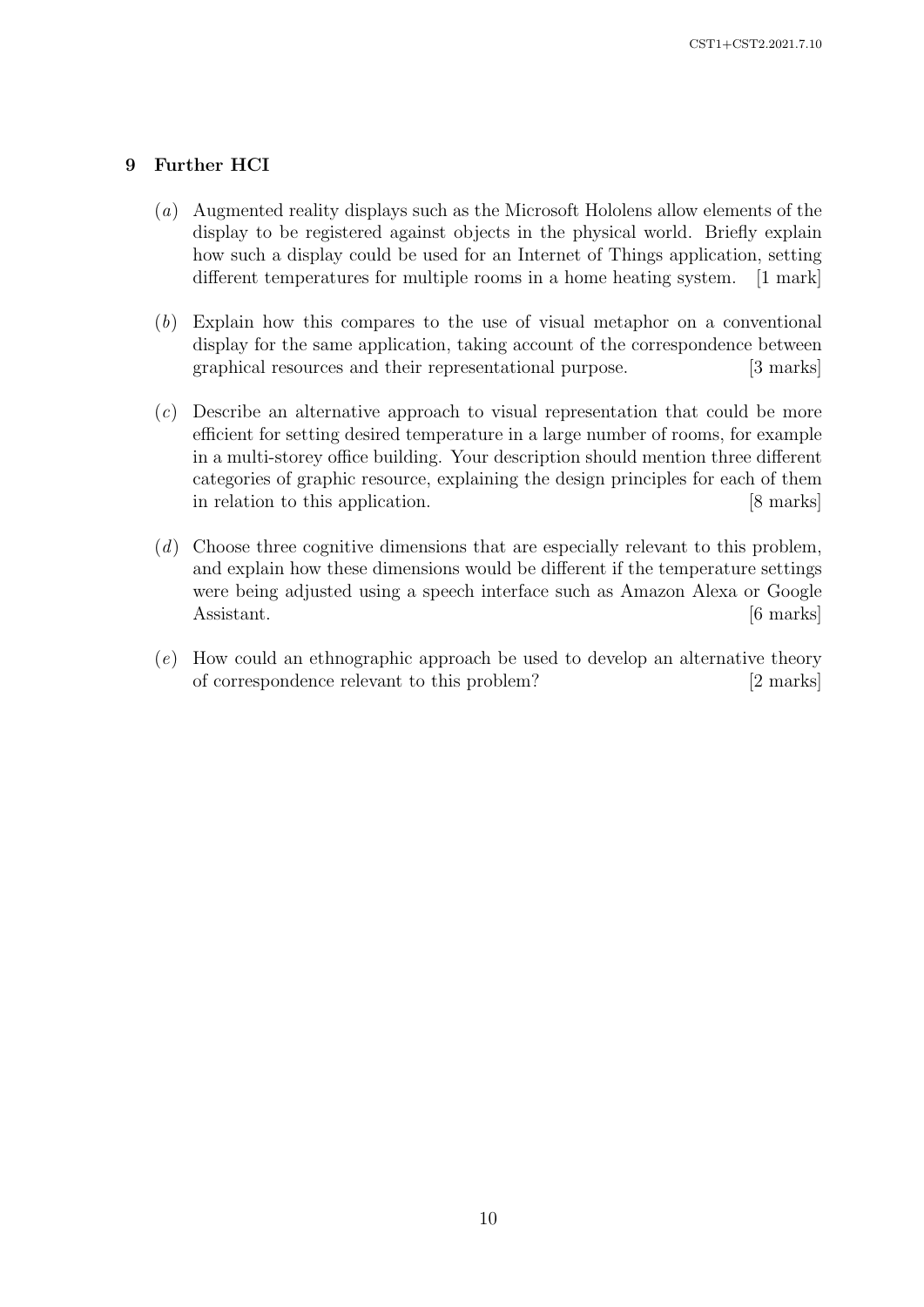## 9 Further HCI

(*a*) Augmented reality displays such as the Microsoft Hololens allow elements of the display to be registered against objects in the physical world. Briefly explain how such a display could be used for an Internet of Things application, setting different temperatures for multiple rooms in a home heating system. [1 mark]

(*b*) Explain how this compares to the use of visual metaphor on a conventional display for the same application, taking account of the correspondence between graphical resources and their representational purpose. [3 marks]

(*c*) Describe an alternative approach to visual representation that could be more efficient for setting desired temperature in a large number of rooms, for example in a multi-storey office building. Your description should mention three different categories of graphic resource, explaining the design principles for each of them in relation to this application. [8 marks]

(*d*) Choose three cognitive dimensions that are especially relevant to this problem, and explain how these dimensions would be different if the temperature settings were being adjusted using a speech interface such as Amazon Alexa or Google Assistant. [6 marks]

(*e*) How could an ethnographic approach be used to develop an alternative theory of correspondence relevant to this problem? [2 marks]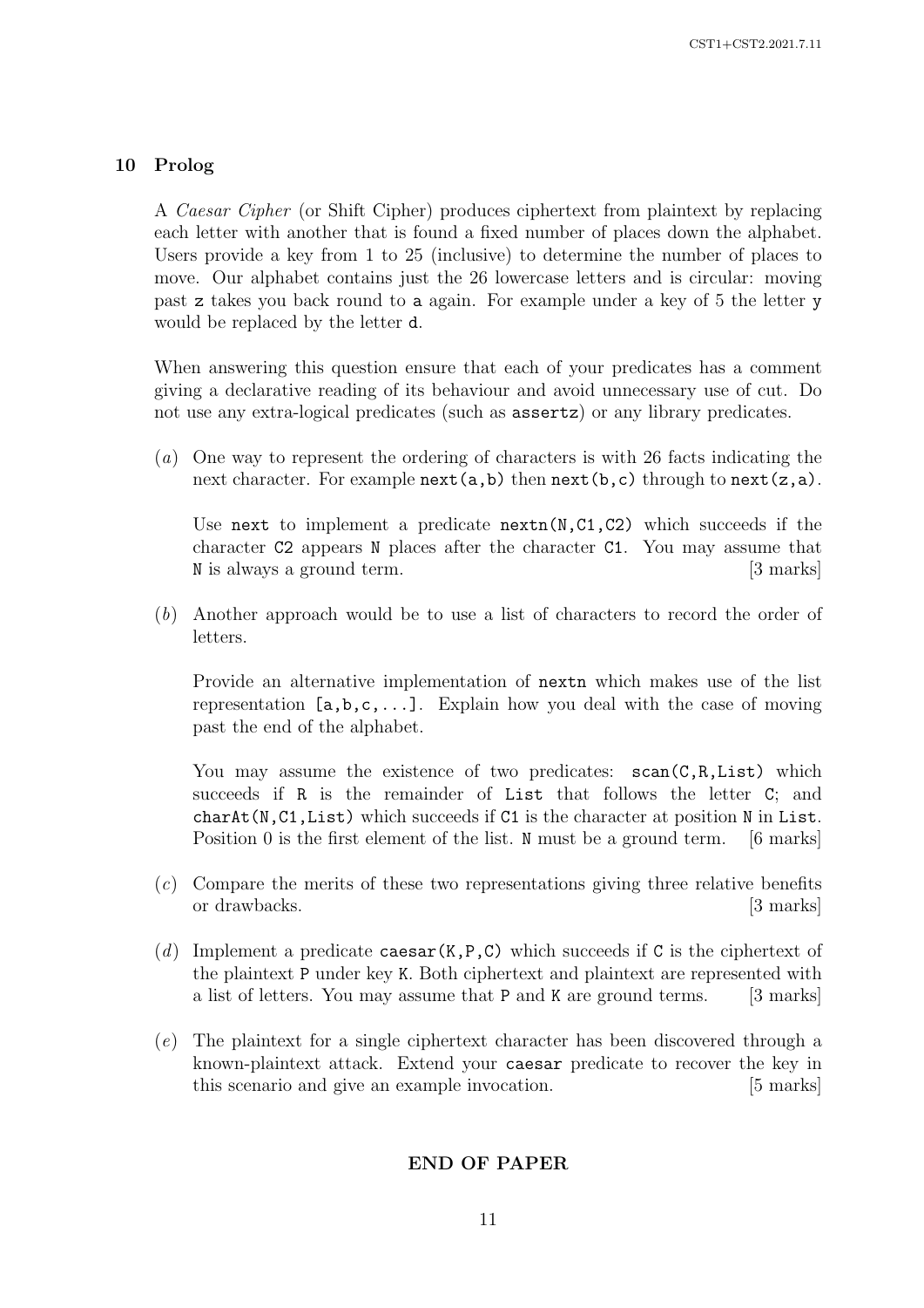## 10 Prolog

A *Caesar Cipher* (or Shift Cipher) produces ciphertext from plaintext by replacing each letter with another that is found a fixed number of places down the alphabet. Users provide a key from 1 to 25 (inclusive) to determine the number of places to move. Our alphabet contains just the 26 lowercase letters and is circular: moving past `z` takes you back round to `a` again. For example under a key of 5 the letter `y` would be replaced by the letter `d`.

When answering this question ensure that each of your predicates has a comment giving a declarative reading of its behaviour and avoid unnecessary use of cut. Do not use any extra-logical predicates (such as `assertz`) or any library predicates.

(*a*) One way to represent the ordering of characters is with 26 facts indicating the next character. For example `next(a,b)` then `next(b,c)` through to `next(z,a)`.

Use `next` to implement a predicate `nextn(N,C1,C2)` which succeeds if the character `C2` appears `N` places after the character `C1`. You may assume that `N` is always a ground term. [3 marks]

(*b*) Another approach would be to use a list of characters to record the order of letters.

Provide an alternative implementation of `nextn` which makes use of the list representation `[a,b,c,...]`. Explain how you deal with the case of moving past the end of the alphabet.

You may assume the existence of two predicates: `scan(C,R,List)` which succeeds if `R` is the remainder of `List` that follows the letter `C`; and `charAt(N,C1,List)` which succeeds if `C1` is the character at position `N` in `List`. Position 0 is the first element of the list. `N` must be a ground term. [6 marks]

(*c*) Compare the merits of these two representations giving three relative benefits or drawbacks. [3 marks]

(*d*) Implement a predicate `caesar(K,P,C)` which succeeds if `C` is the ciphertext of the plaintext `P` under key `K`. Both ciphertext and plaintext are represented with a list of letters. You may assume that `P` and `K` are ground terms. [3 marks]

(*e*) The plaintext for a single ciphertext character has been discovered through a known-plaintext attack. Extend your `caesar` predicate to recover the key in this scenario and give an example invocation. [5 marks]

**END OF PAPER**